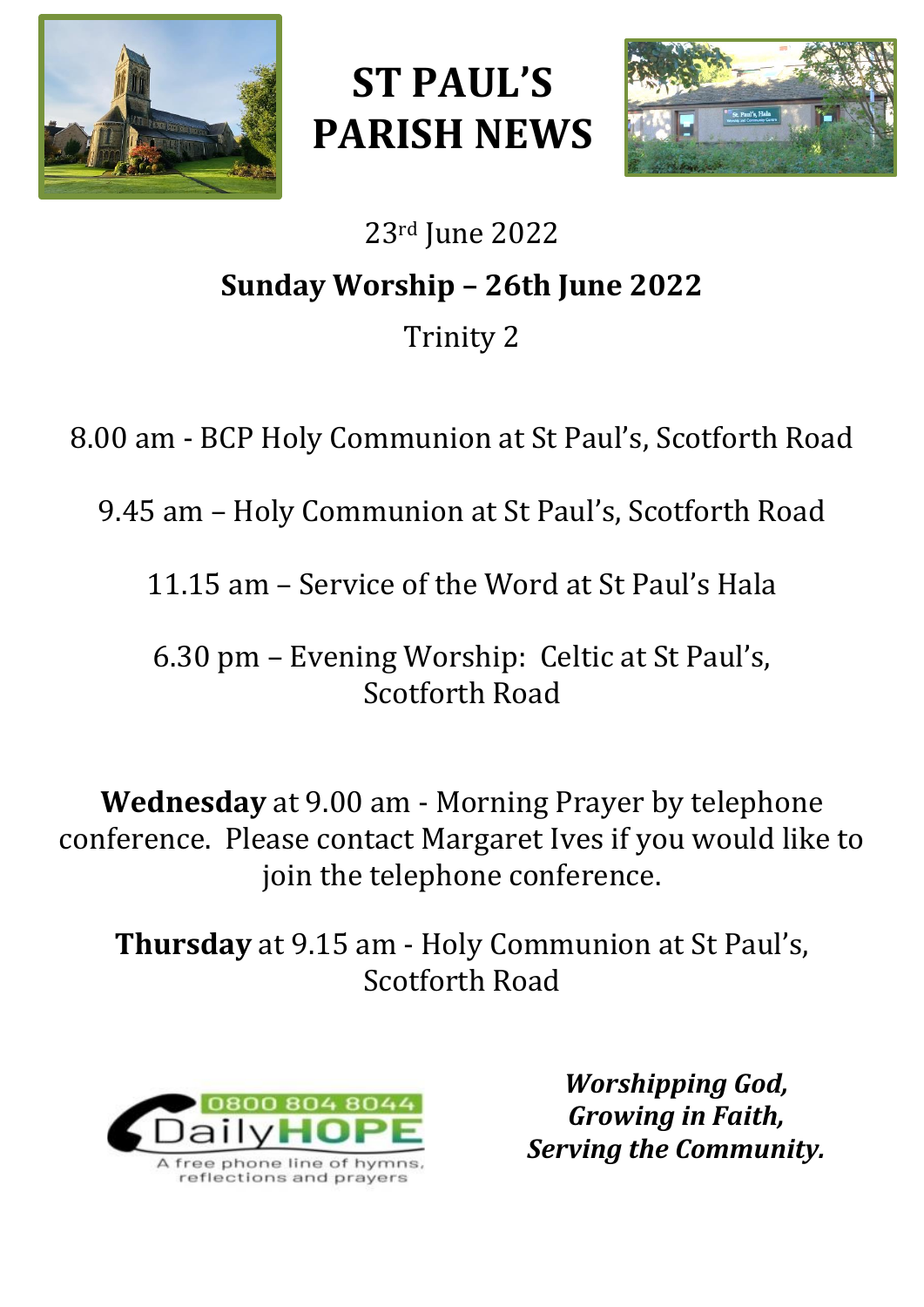# ST PAUL'S PARISH NEWS

23rd June 2022

**Sunday Worship – 26th June 2022**

Trinity 2

8.00 am - BCP Holy Communion at St Paul's, Scotforth Road

9.45 am – Holy Communion at St Paul's, Scotforth Road

11.15 am – Service of the Word at St Paul's Hala

6.30 pm – Evening Worship: Celtic at St Paul's, Scotforth Road

**Wednesday** at 9.00 am - Morning Prayer by telephone conference. Please contact Margaret Ives if you would like to join the telephone conference.

**Thursday** at 9.15 am - Holy Communion at St Paul's, Scotforth Road

0800 804 8044 DailyHOPE

A free phone line of hymns, reflections and prayers

***Worshipping God,***
***Growing in Faith,***
***Serving the Community.***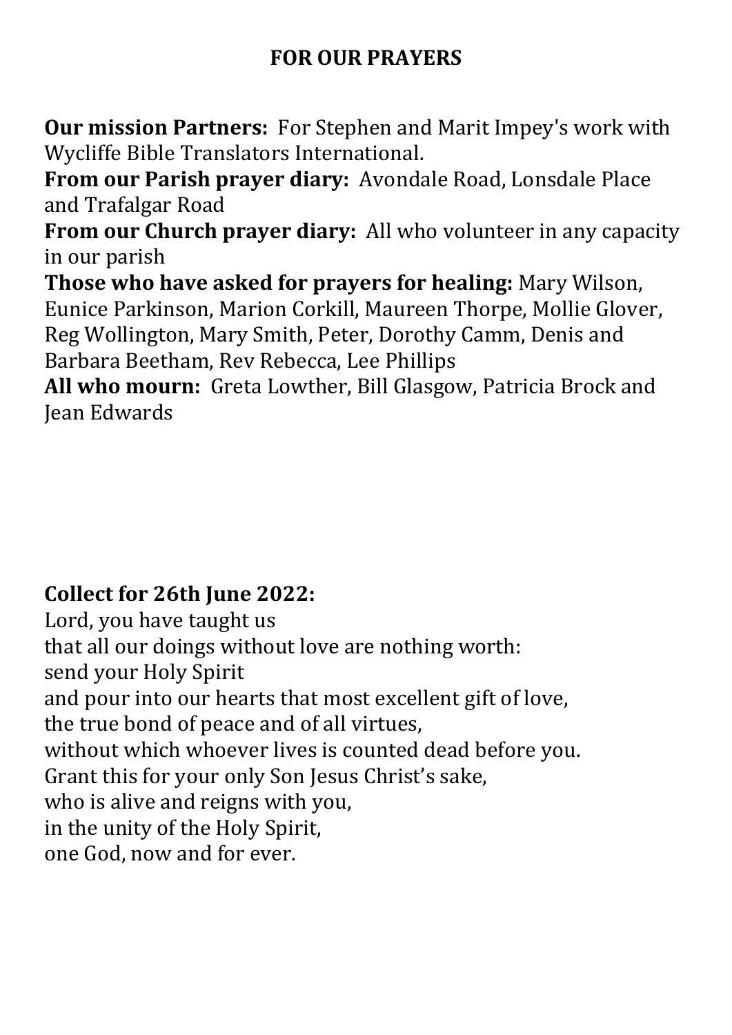## FOR OUR PRAYERS

**Our mission Partners:** For Stephen and Marit Impey's work with Wycliffe Bible Translators International.
**From our Parish prayer diary:** Avondale Road, Lonsdale Place and Trafalgar Road
**From our Church prayer diary:** All who volunteer in any capacity in our parish
**Those who have asked for prayers for healing:** Mary Wilson, Eunice Parkinson, Marion Corkill, Maureen Thorpe, Mollie Glover, Reg Wollington, Mary Smith, Peter, Dorothy Camm, Denis and Barbara Beetham, Rev Rebecca, Lee Phillips
**All who mourn:** Greta Lowther, Bill Glasgow, Patricia Brock and Jean Edwards

**Collect for 26th June 2022:**
Lord, you have taught us
that all our doings without love are nothing worth:
send your Holy Spirit
and pour into our hearts that most excellent gift of love,
the true bond of peace and of all virtues,
without which whoever lives is counted dead before you.
Grant this for your only Son Jesus Christ's sake,
who is alive and reigns with you,
in the unity of the Holy Spirit,
one God, now and for ever.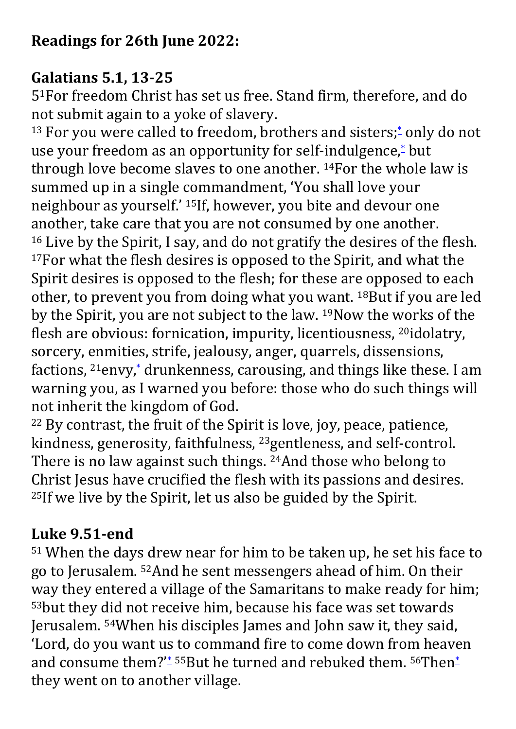**Readings for 26th June 2022:**

**Galatians 5.1, 13-25**

5[1]For freedom Christ has set us free. Stand firm, therefore, and do not submit again to a yoke of slavery.

[13] For you were called to freedom, brothers and sisters;* only do not use your freedom as an opportunity for self-indulgence,* but through love become slaves to one another. [14]For the whole law is summed up in a single commandment, 'You shall love your neighbour as yourself.' [15]If, however, you bite and devour one another, take care that you are not consumed by one another.

[16] Live by the Spirit, I say, and do not gratify the desires of the flesh. [17]For what the flesh desires is opposed to the Spirit, and what the Spirit desires is opposed to the flesh; for these are opposed to each other, to prevent you from doing what you want. [18]But if you are led by the Spirit, you are not subject to the law. [19]Now the works of the flesh are obvious: fornication, impurity, licentiousness, [20]idolatry, sorcery, enmities, strife, jealousy, anger, quarrels, dissensions, factions, [21]envy,* drunkenness, carousing, and things like these. I am warning you, as I warned you before: those who do such things will not inherit the kingdom of God.

[22] By contrast, the fruit of the Spirit is love, joy, peace, patience, kindness, generosity, faithfulness, [23]gentleness, and self-control. There is no law against such things. [24]And those who belong to Christ Jesus have crucified the flesh with its passions and desires. [25]If we live by the Spirit, let us also be guided by the Spirit.

**Luke 9.51-end**

[51] When the days drew near for him to be taken up, he set his face to go to Jerusalem. [52]And he sent messengers ahead of him. On their way they entered a village of the Samaritans to make ready for him; [53]but they did not receive him, because his face was set towards Jerusalem. [54]When his disciples James and John saw it, they said, 'Lord, do you want us to command fire to come down from heaven and consume them?'* [55]But he turned and rebuked them. [56]Then* they went on to another village.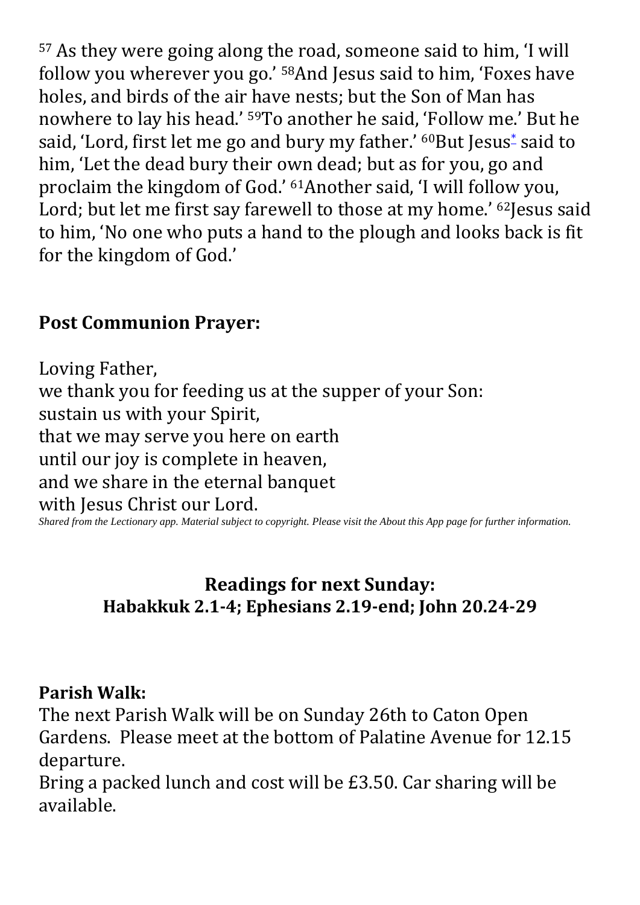[57] As they were going along the road, someone said to him, 'I will follow you wherever you go.' [58]And Jesus said to him, 'Foxes have holes, and birds of the air have nests; but the Son of Man has nowhere to lay his head.' [59]To another he said, 'Follow me.' But he said, 'Lord, first let me go and bury my father.' [60]But Jesus* said to him, 'Let the dead bury their own dead; but as for you, go and proclaim the kingdom of God.' [61]Another said, 'I will follow you, Lord; but let me first say farewell to those at my home.' [62]Jesus said to him, 'No one who puts a hand to the plough and looks back is fit for the kingdom of God.'

**Post Communion Prayer:**

Loving Father,
we thank you for feeding us at the supper of your Son:
sustain us with your Spirit,
that we may serve you here on earth
until our joy is complete in heaven,
and we share in the eternal banquet
with Jesus Christ our Lord.

*Shared from the Lectionary app. Material subject to copyright. Please visit the About this App page for further information.*

## Readings for next Sunday:
## Habakkuk 2.1-4; Ephesians 2.19-end; John 20.24-29

**Parish Walk:**

The next Parish Walk will be on Sunday 26th to Caton Open Gardens. Please meet at the bottom of Palatine Avenue for 12.15 departure.

Bring a packed lunch and cost will be £3.50. Car sharing will be available.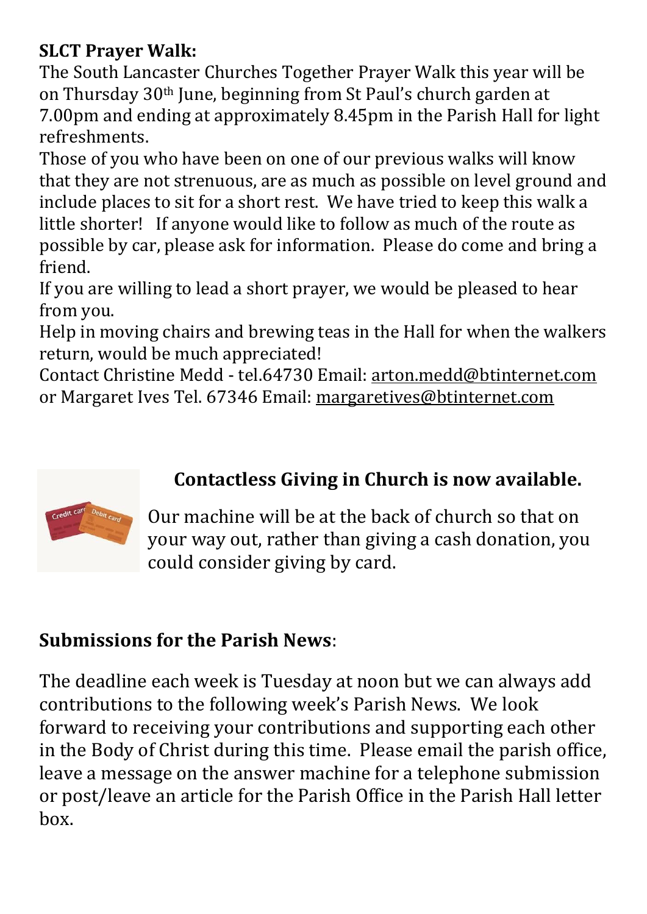**SLCT Prayer Walk:**

The South Lancaster Churches Together Prayer Walk this year will be on Thursday 30th June, beginning from St Paul's church garden at 7.00pm and ending at approximately 8.45pm in the Parish Hall for light refreshments.

Those of you who have been on one of our previous walks will know that they are not strenuous, are as much as possible on level ground and include places to sit for a short rest. We have tried to keep this walk a little shorter! If anyone would like to follow as much of the route as possible by car, please ask for information. Please do come and bring a friend.

If you are willing to lead a short prayer, we would be pleased to hear from you.

Help in moving chairs and brewing teas in the Hall for when the walkers return, would be much appreciated!

Contact Christine Medd - tel.64730 Email: arton.medd@btinternet.com or Margaret Ives Tel. 67346 Email: margaretives@btinternet.com

**Contactless Giving in Church is now available.**

Our machine will be at the back of church so that on your way out, rather than giving a cash donation, you could consider giving by card.

**Submissions for the Parish News**:

The deadline each week is Tuesday at noon but we can always add contributions to the following week's Parish News. We look forward to receiving your contributions and supporting each other in the Body of Christ during this time. Please email the parish office, leave a message on the answer machine for a telephone submission or post/leave an article for the Parish Office in the Parish Hall letter box.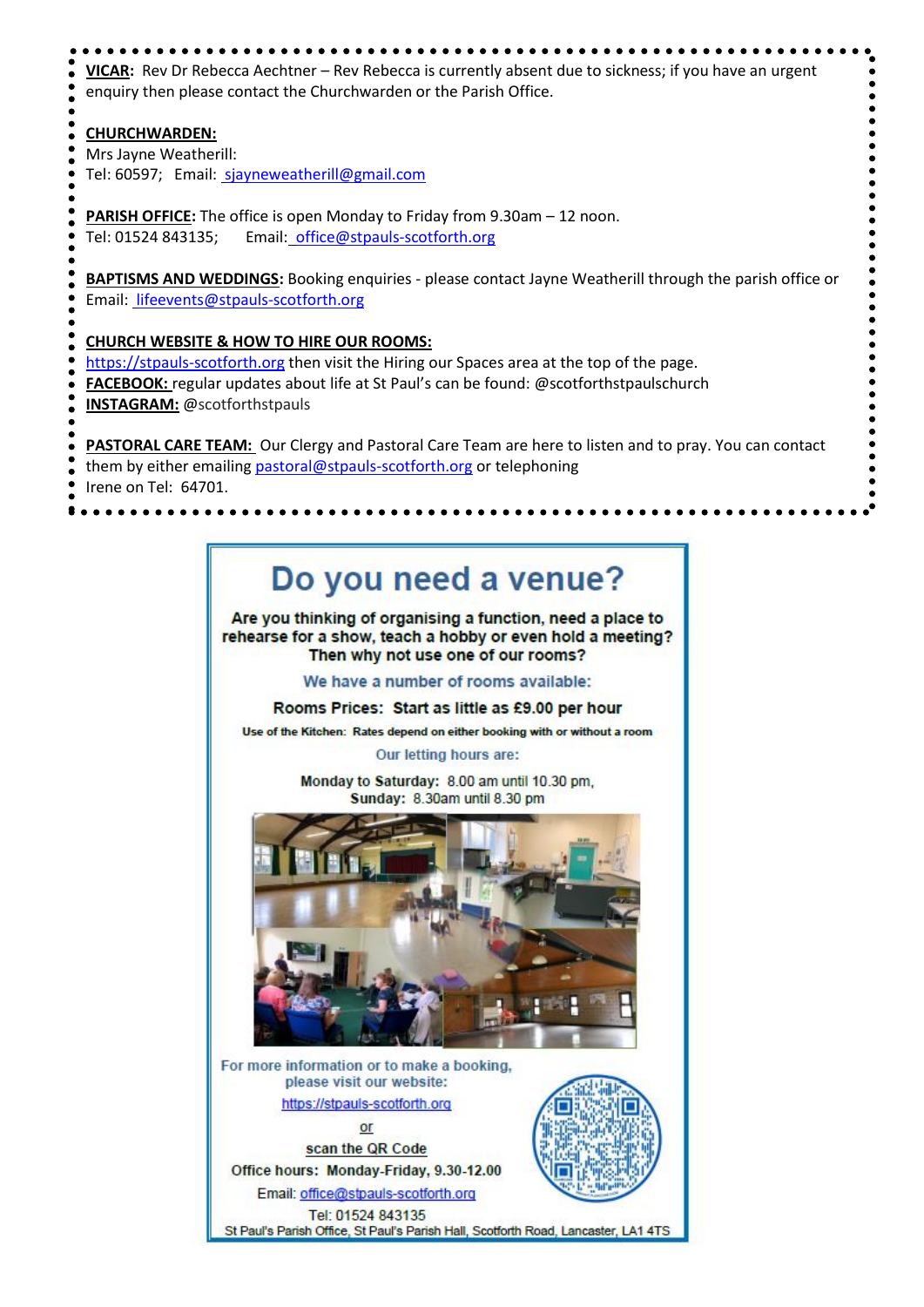**VICAR**: Rev Dr Rebecca Aechtner – Rev Rebecca is currently absent due to sickness; if you have an urgent enquiry then please contact the Churchwarden or the Parish Office.

**CHURCHWARDEN:**
Mrs Jayne Weatherill:
Tel: 60597; Email: sjayneweatherill@gmail.com

**PARISH OFFICE**: The office is open Monday to Friday from 9.30am – 12 noon.
Tel: 01524 843135; Email: office@stpauls-scotforth.org

**BAPTISMS AND WEDDINGS**: Booking enquiries - please contact Jayne Weatherill through the parish office or Email: lifeevents@stpauls-scotforth.org

**CHURCH WEBSITE & HOW TO HIRE OUR ROOMS:**
https://stpauls-scotforth.org then visit the Hiring our Spaces area at the top of the page.
**FACEBOOK:** regular updates about life at St Paul's can be found: @scotforthstpaulschurch
**INSTAGRAM:** @scotforthstpauls

**PASTORAL CARE TEAM:** Our Clergy and Pastoral Care Team are here to listen and to pray. You can contact them by either emailing pastoral@stpauls-scotforth.org or telephoning Irene on Tel: 64701.

# Do you need a venue?

**Are you thinking of organising a function, need a place to rehearse for a show, teach a hobby or even hold a meeting? Then why not use one of our rooms?**

We have a number of rooms available:

**Rooms Prices: Start as little as £9.00 per hour**

**Use of the Kitchen: Rates depend on either booking with or without a room**

Our letting hours are:

**Monday to Saturday:** 8.00 am until 10.30 pm,
**Sunday:** 8.30am until 8.30 pm

For more information or to make a booking, please visit our website:

https://stpauls-scotforth.org

or

scan the QR Code

Office hours: **Monday-Friday, 9.30-12.00**

Email: office@stpauls-scotforth.org

Tel: 01524 843135

St Paul's Parish Office, St Paul's Parish Hall, Scotforth Road, Lancaster, LA1 4TS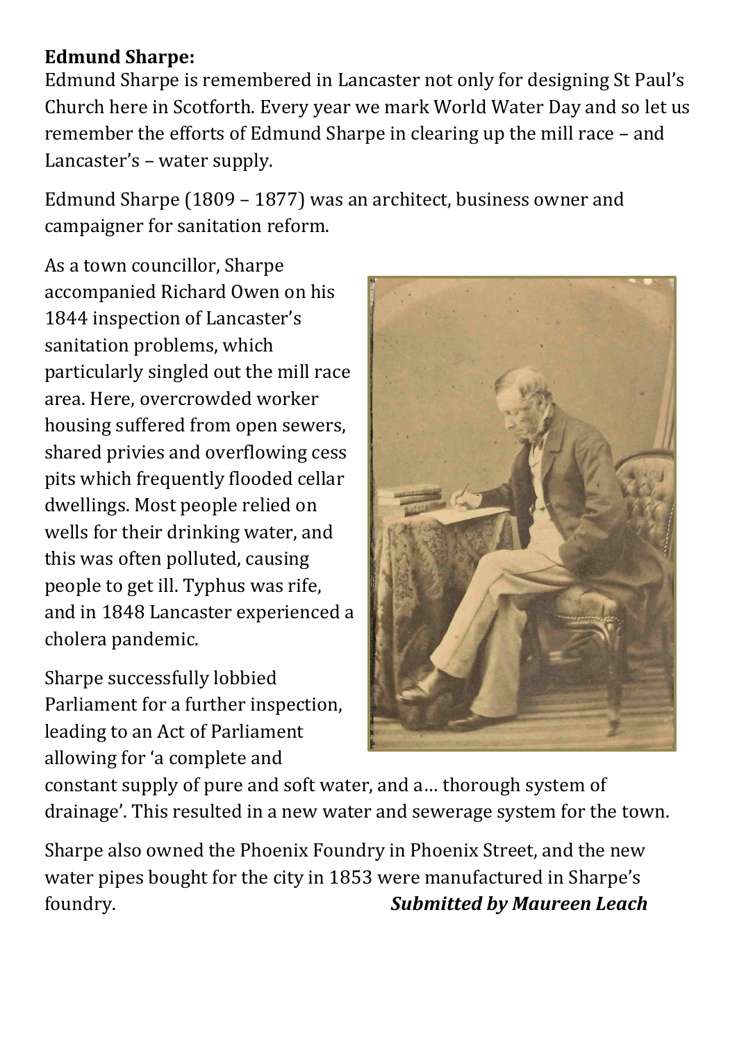**Edmund Sharpe:**

Edmund Sharpe is remembered in Lancaster not only for designing St Paul's Church here in Scotforth. Every year we mark World Water Day and so let us remember the efforts of Edmund Sharpe in clearing up the mill race – and Lancaster's – water supply.

Edmund Sharpe (1809 – 1877) was an architect, business owner and campaigner for sanitation reform.

As a town councillor, Sharpe accompanied Richard Owen on his 1844 inspection of Lancaster's sanitation problems, which particularly singled out the mill race area. Here, overcrowded worker housing suffered from open sewers, shared privies and overflowing cess pits which frequently flooded cellar dwellings. Most people relied on wells for their drinking water, and this was often polluted, causing people to get ill. Typhus was rife, and in 1848 Lancaster experienced a cholera pandemic.

Sharpe successfully lobbied Parliament for a further inspection, leading to an Act of Parliament allowing for 'a complete and constant supply of pure and soft water, and a… thorough system of drainage'. This resulted in a new water and sewerage system for the town.

Sharpe also owned the Phoenix Foundry in Phoenix Street, and the new water pipes bought for the city in 1853 were manufactured in Sharpe's foundry.

***Submitted by Maureen Leach***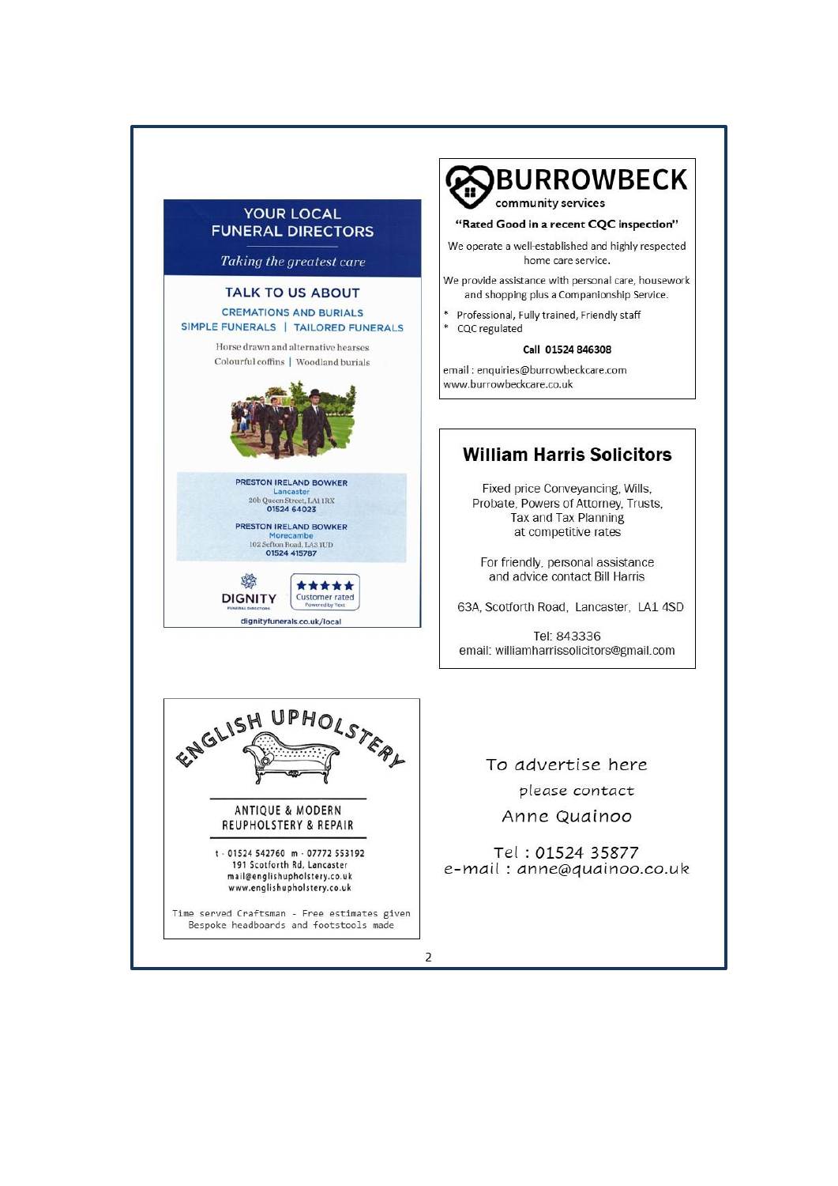## YOUR LOCAL FUNERAL DIRECTORS

*Taking the greatest care*

### TALK TO US ABOUT

CREMATIONS AND BURIALS
SIMPLE FUNERALS | TAILORED FUNERALS

Horse drawn and alternative hearses
Colourful coffins | Woodland burials

PRESTON IRELAND BOWKER
Lancaster
20b Queen Street, LA1 1RX
01524 64023

PRESTON IRELAND BOWKER
Morecambe
102 Sefton Road, LA3 1UD
01524 415787

DIGNITY
FUNERAL DIRECTORS

★★★★★ Customer rated
Powered by Yext

dignityfunerals.co.uk/local

---

## BURROWBECK
community services

**"Rated Good in a recent CQC inspection"**

We operate a well-established and highly respected home care service.

We provide assistance with personal care, housework and shopping plus a Companionship Service.

* Professional, Fully trained, Friendly staff
* CQC regulated

**Call 01524 846308**

email : enquiries@burrowbeckcare.com
www.burrowbeckcare.co.uk

---

## William Harris Solicitors

Fixed price Conveyancing, Wills, Probate, Powers of Attorney, Trusts, Tax and Tax Planning at competitive rates

For friendly, personal assistance and advice contact Bill Harris

63A, Scotforth Road, Lancaster, LA1 4SD

Tel: 843336
email: williamharrissolicitors@gmail.com

---

## ENGLISH UPHOLSTERY

ANTIQUE & MODERN
REUPHOLSTERY & REPAIR

t - 01524 542760 m - 07772 553192
191 Scotforth Rd, Lancaster
mail@englishupholstery.co.uk
www.englishupholstery.co.uk

Time served Craftsman - Free estimates given
Bespoke headboards and footstools made

---

To advertise here
please contact
Anne Quainoo

Tel : 01524 35877
e-mail : anne@quainoo.co.uk